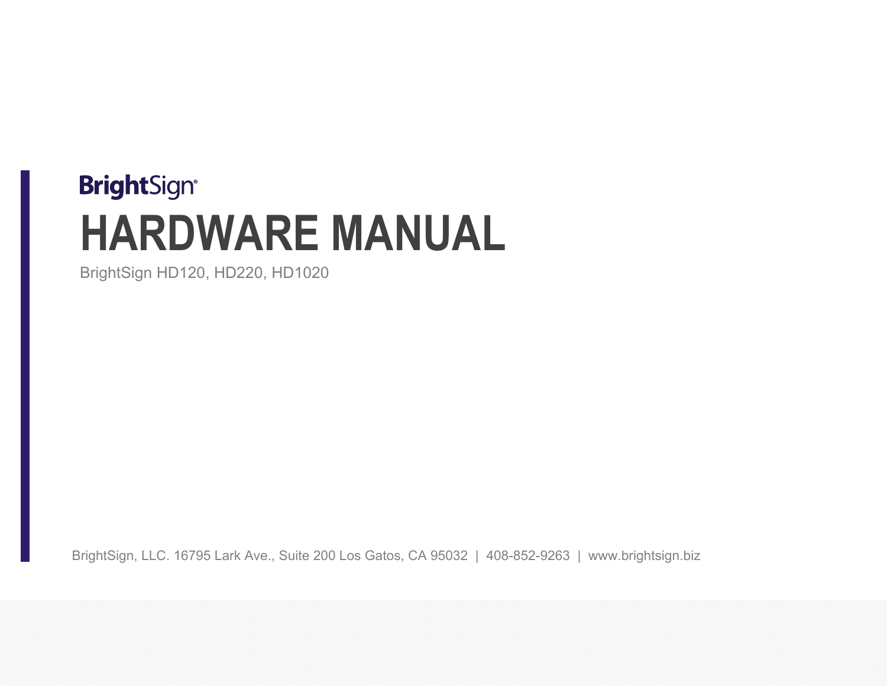BrightSign®

# HARDWARE MANUAL

BrightSign HD120, HD220, HD1020

BrightSign, LLC. 16795 Lark Ave., Suite 200 Los Gatos, CA 95032 | 408-852-9263 | www.brightsign.biz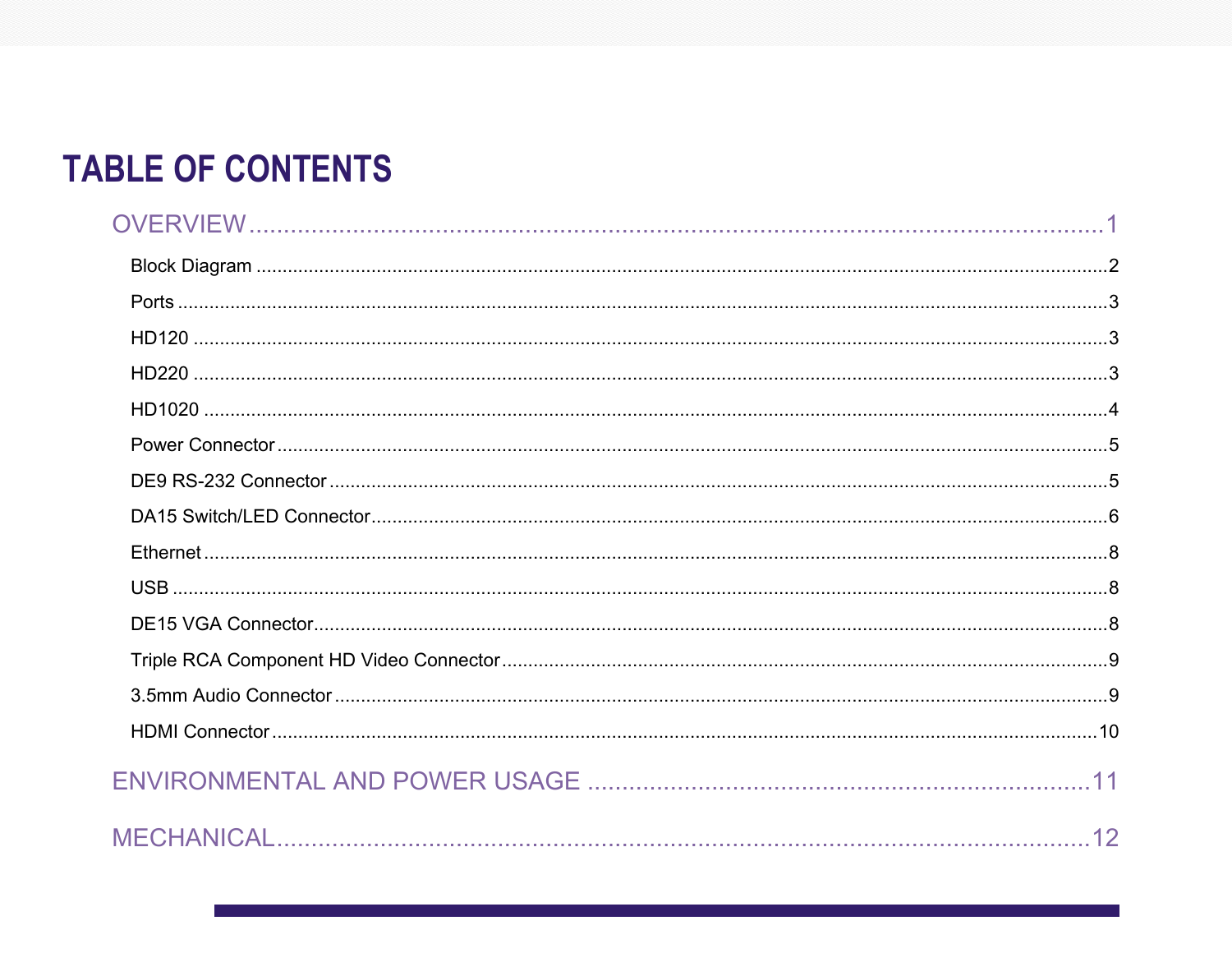# TABLE OF CONTENTS

OVERVIEW ........................................................................................................ 1

- Block Diagram ........................................................................................................ 2
- Ports ........................................................................................................ 3
- HD120 ........................................................................................................ 3
- HD220 ........................................................................................................ 3
- HD1020 ........................................................................................................ 4
- Power Connector ........................................................................................................ 5
- DE9 RS-232 Connector ........................................................................................................ 5
- DA15 Switch/LED Connector ........................................................................................................ 6
- Ethernet ........................................................................................................ 8
- USB ........................................................................................................ 8
- DE15 VGA Connector ........................................................................................................ 8
- Triple RCA Component HD Video Connector ........................................................................................................ 9
- 3.5mm Audio Connector ........................................................................................................ 9
- HDMI Connector ........................................................................................................ 10

ENVIRONMENTAL AND POWER USAGE ........................................................................................................ 11

MECHANICAL ........................................................................................................ 12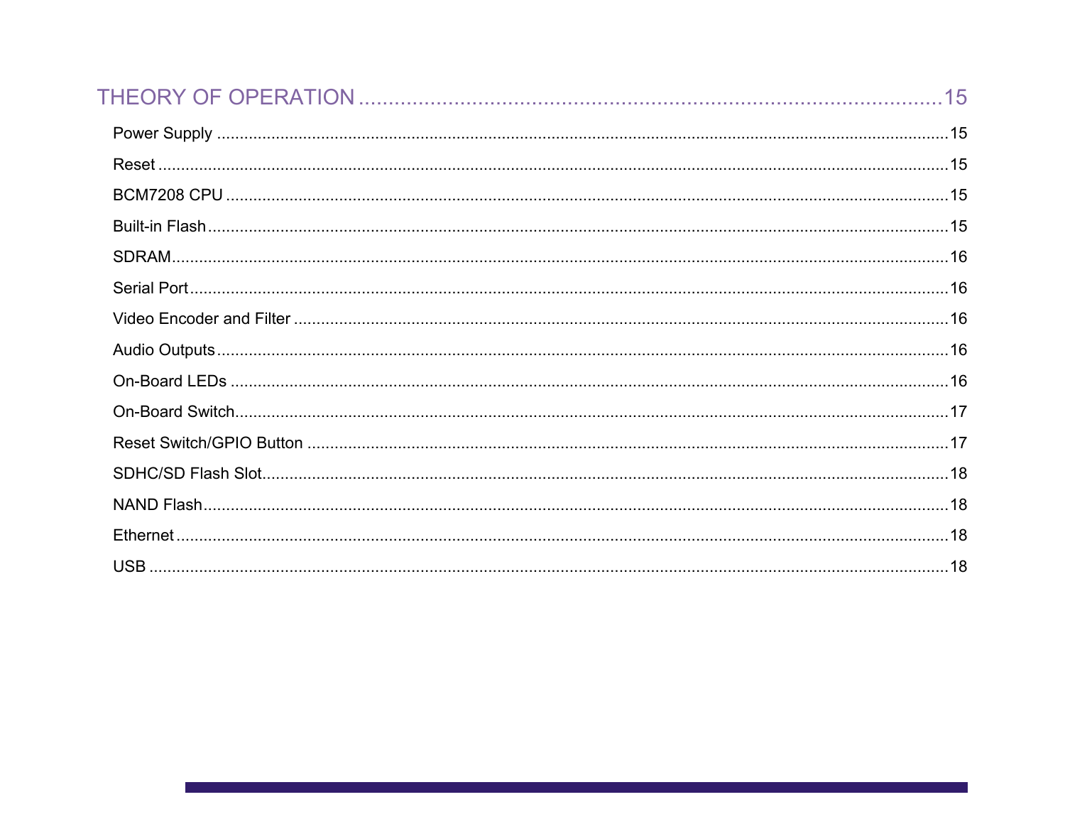THEORY OF OPERATION ........................................................................................ 15

Power Supply ........................................................................................................................ 15

Reset ..................................................................................................................................... 15

BCM7208 CPU ...................................................................................................................... 15

Built-in Flash ......................................................................................................................... 15

SDRAM.................................................................................................................................. 16

Serial Port ............................................................................................................................. 16

Video Encoder and Filter ...................................................................................................... 16

Audio Outputs ....................................................................................................................... 16

On-Board LEDs ..................................................................................................................... 16

On-Board Switch................................................................................................................... 17

Reset Switch/GPIO Button ................................................................................................... 17

SDHC/SD Flash Slot............................................................................................................. 18

NAND Flash .......................................................................................................................... 18

Ethernet ................................................................................................................................ 18

USB ....................................................................................................................................... 18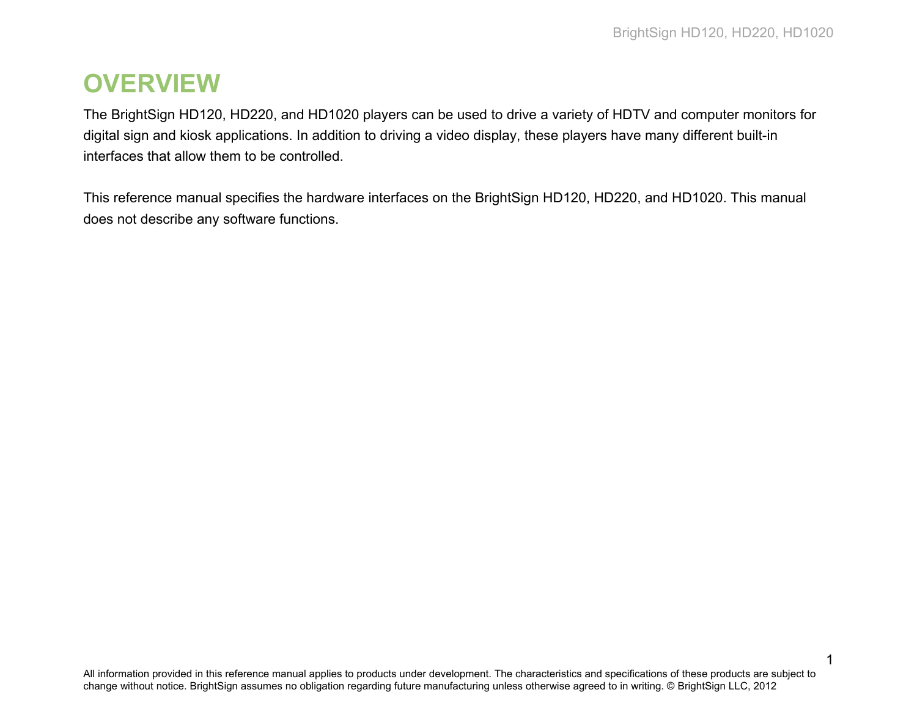# OVERVIEW

The BrightSign HD120, HD220, and HD1020 players can be used to drive a variety of HDTV and computer monitors for digital sign and kiosk applications. In addition to driving a video display, these players have many different built-in interfaces that allow them to be controlled.

This reference manual specifies the hardware interfaces on the BrightSign HD120, HD220, and HD1020. This manual does not describe any software functions.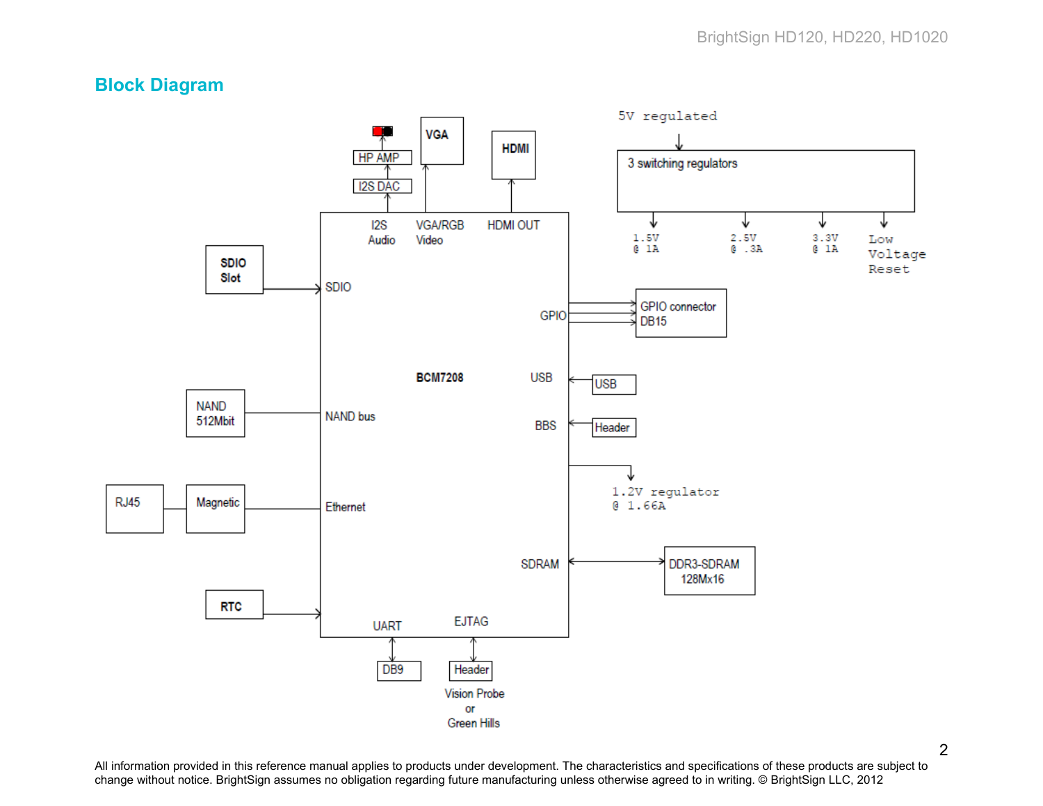## Block Diagram

5V regulated

3 switching regulators

1.5V @ 1A

2.5V @ .3A

3.3V @ 1A

Low Voltage Reset

HP AMP

I2S DAC

VGA

HDMI

I2S Audio

VGA/RGB Video

HDMI OUT

SDIO Slot

SDIO

GPIO

GPIO connector DB15

BCM7208

USB

USB

BBS

Header

NAND 512Mbit

NAND bus

1.2V regulator @ 1.66A

RJ45

Magnetic

Ethernet

SDRAM

DDR3-SDRAM 128Mx16

RTC

UART

EJTAG

DB9

Header

Vision Probe or Green Hills

All information provided in this reference manual applies to products under development. The characteristics and specifications of these products are subject to change without notice. BrightSign assumes no obligation regarding future manufacturing unless otherwise agreed to in writing. © BrightSign LLC, 2012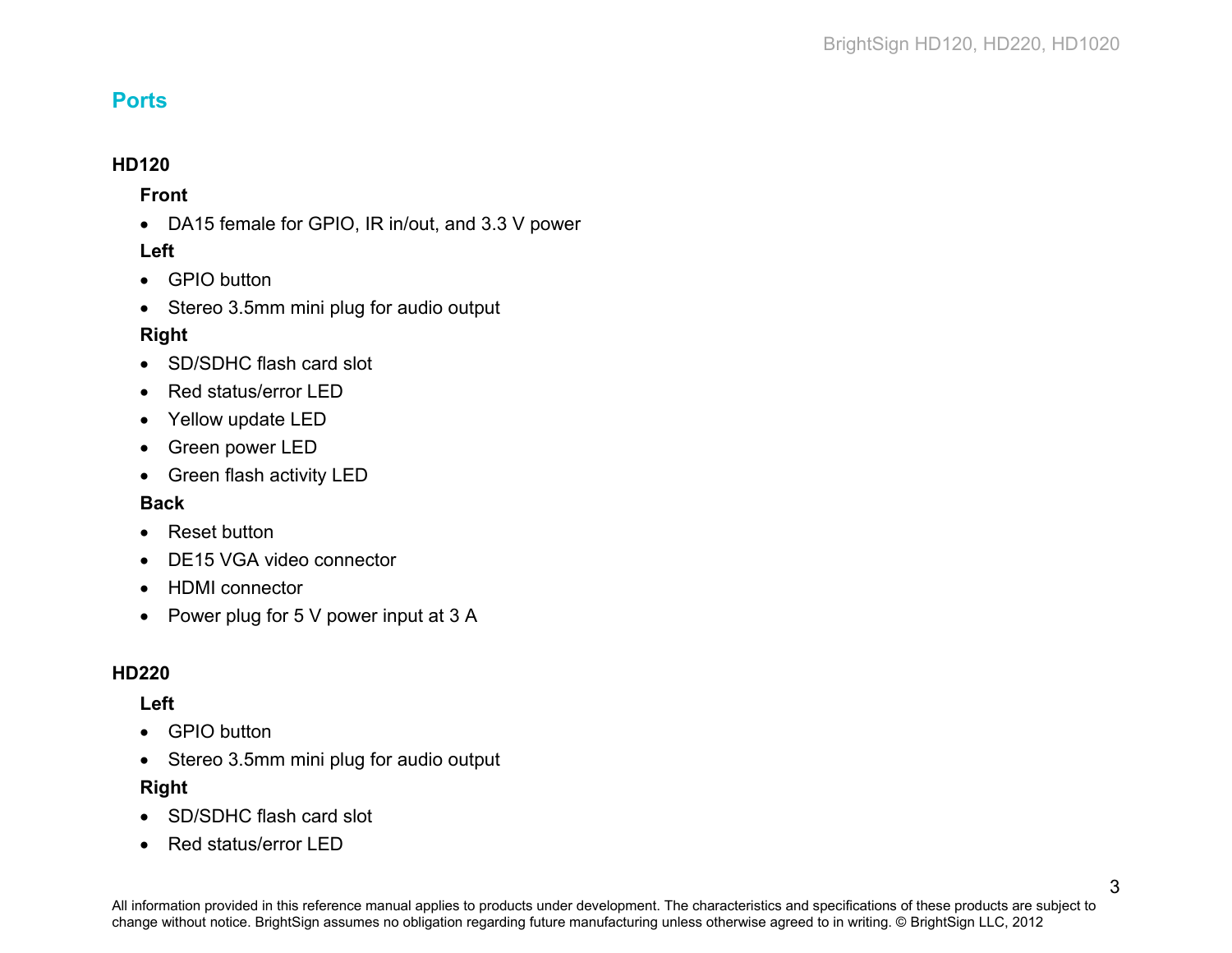## Ports

### HD120

#### Front

- DA15 female for GPIO, IR in/out, and 3.3 V power

#### Left

- GPIO button
- Stereo 3.5mm mini plug for audio output

#### Right

- SD/SDHC flash card slot
- Red status/error LED
- Yellow update LED
- Green power LED
- Green flash activity LED

#### Back

- Reset button
- DE15 VGA video connector
- HDMI connector
- Power plug for 5 V power input at 3 A

### HD220

#### Left

- GPIO button
- Stereo 3.5mm mini plug for audio output

#### Right

- SD/SDHC flash card slot
- Red status/error LED

All information provided in this reference manual applies to products under development. The characteristics and specifications of these products are subject to change without notice. BrightSign assumes no obligation regarding future manufacturing unless otherwise agreed to in writing. © BrightSign LLC, 2012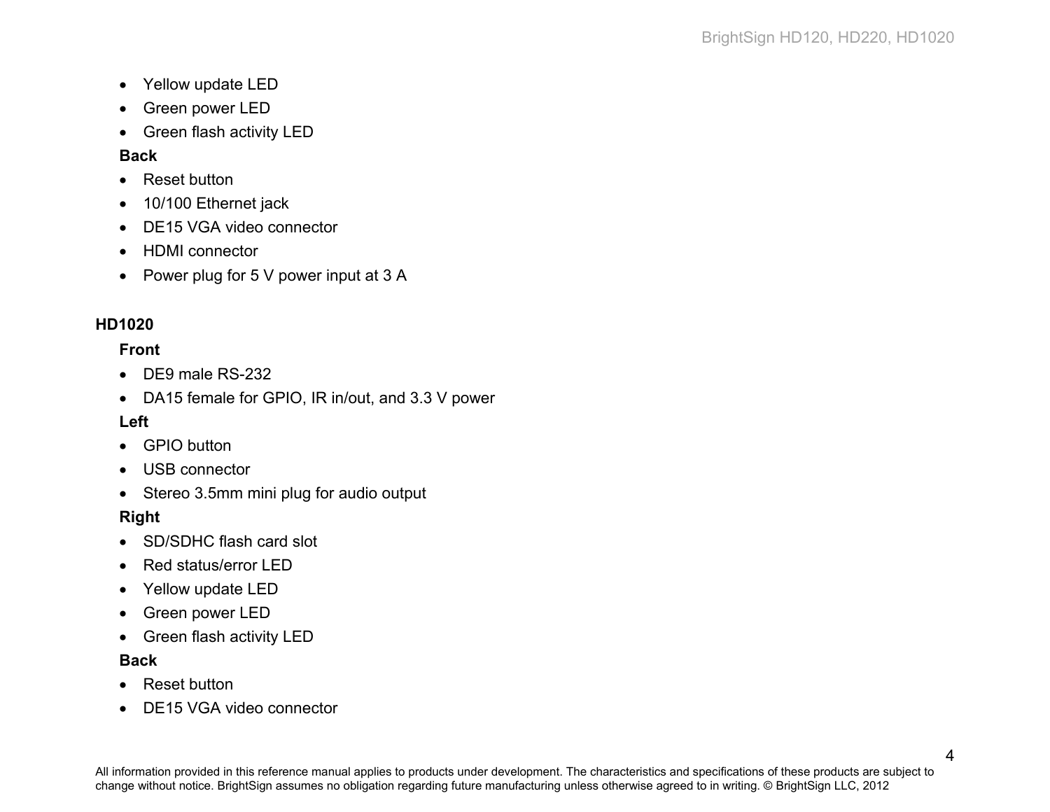- Yellow update LED
- Green power LED
- Green flash activity LED

**Back**

- Reset button
- 10/100 Ethernet jack
- DE15 VGA video connector
- HDMI connector
- Power plug for 5 V power input at 3 A

**HD1020**

**Front**

- DE9 male RS-232
- DA15 female for GPIO, IR in/out, and 3.3 V power

**Left**

- GPIO button
- USB connector
- Stereo 3.5mm mini plug for audio output

**Right**

- SD/SDHC flash card slot
- Red status/error LED
- Yellow update LED
- Green power LED
- Green flash activity LED

**Back**

- Reset button
- DE15 VGA video connector

All information provided in this reference manual applies to products under development. The characteristics and specifications of these products are subject to change without notice. BrightSign assumes no obligation regarding future manufacturing unless otherwise agreed to in writing. © BrightSign LLC, 2012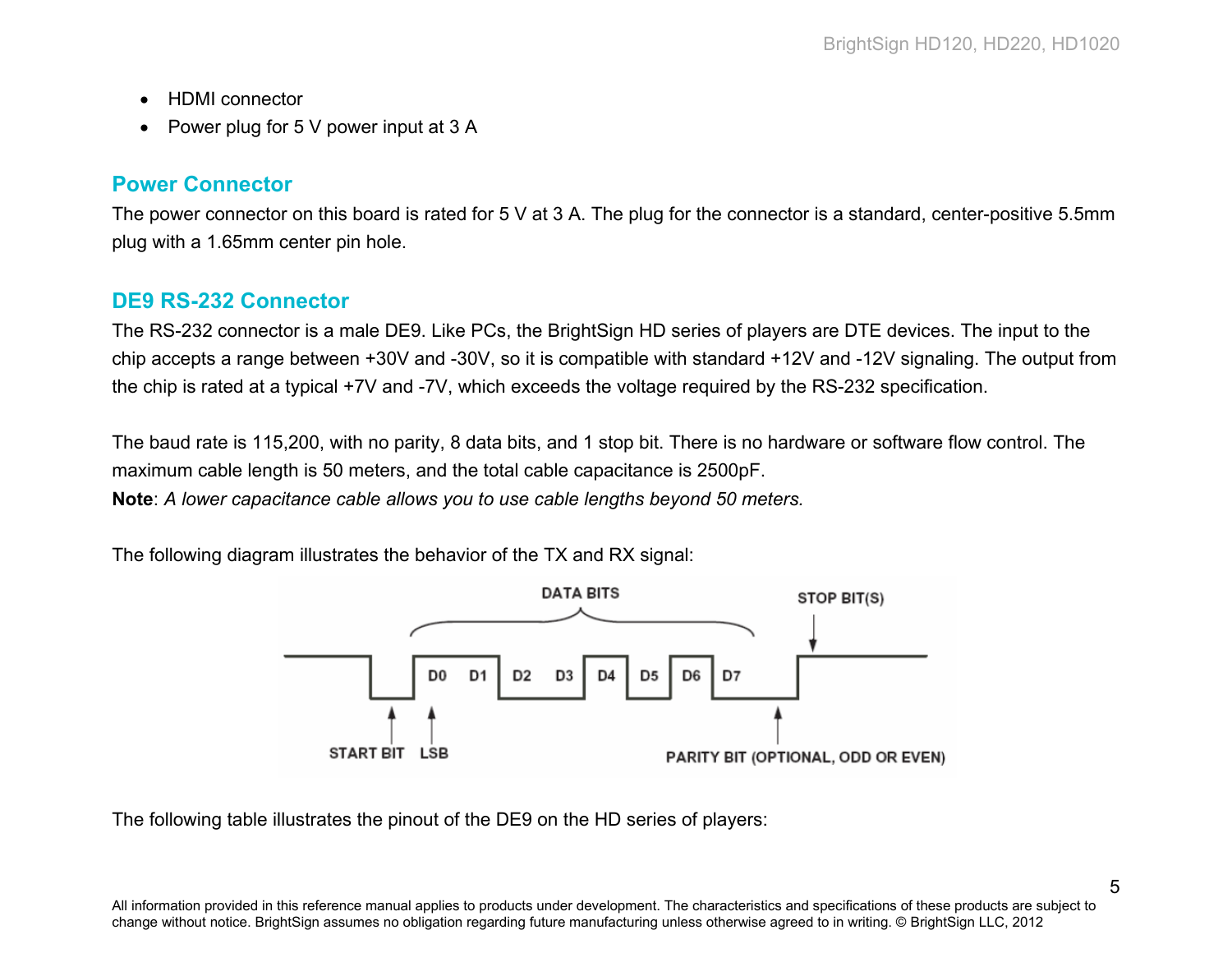- HDMI connector
- Power plug for 5 V power input at 3 A

## Power Connector

The power connector on this board is rated for 5 V at 3 A. The plug for the connector is a standard, center-positive 5.5mm plug with a 1.65mm center pin hole.

## DE9 RS-232 Connector

The RS-232 connector is a male DE9. Like PCs, the BrightSign HD series of players are DTE devices. The input to the chip accepts a range between +30V and -30V, so it is compatible with standard +12V and -12V signaling. The output from the chip is rated at a typical +7V and -7V, which exceeds the voltage required by the RS-232 specification.

The baud rate is 115,200, with no parity, 8 data bits, and 1 stop bit. There is no hardware or software flow control. The maximum cable length is 50 meters, and the total cable capacitance is 2500pF.

**Note**: *A lower capacitance cable allows you to use cable lengths beyond 50 meters.*

The following diagram illustrates the behavior of the TX and RX signal:

DATA BITS — STOP BIT(S) — D0 D1 D2 D3 D4 D5 D6 D7 — START BIT — LSB — PARITY BIT (OPTIONAL, ODD OR EVEN)

The following table illustrates the pinout of the DE9 on the HD series of players: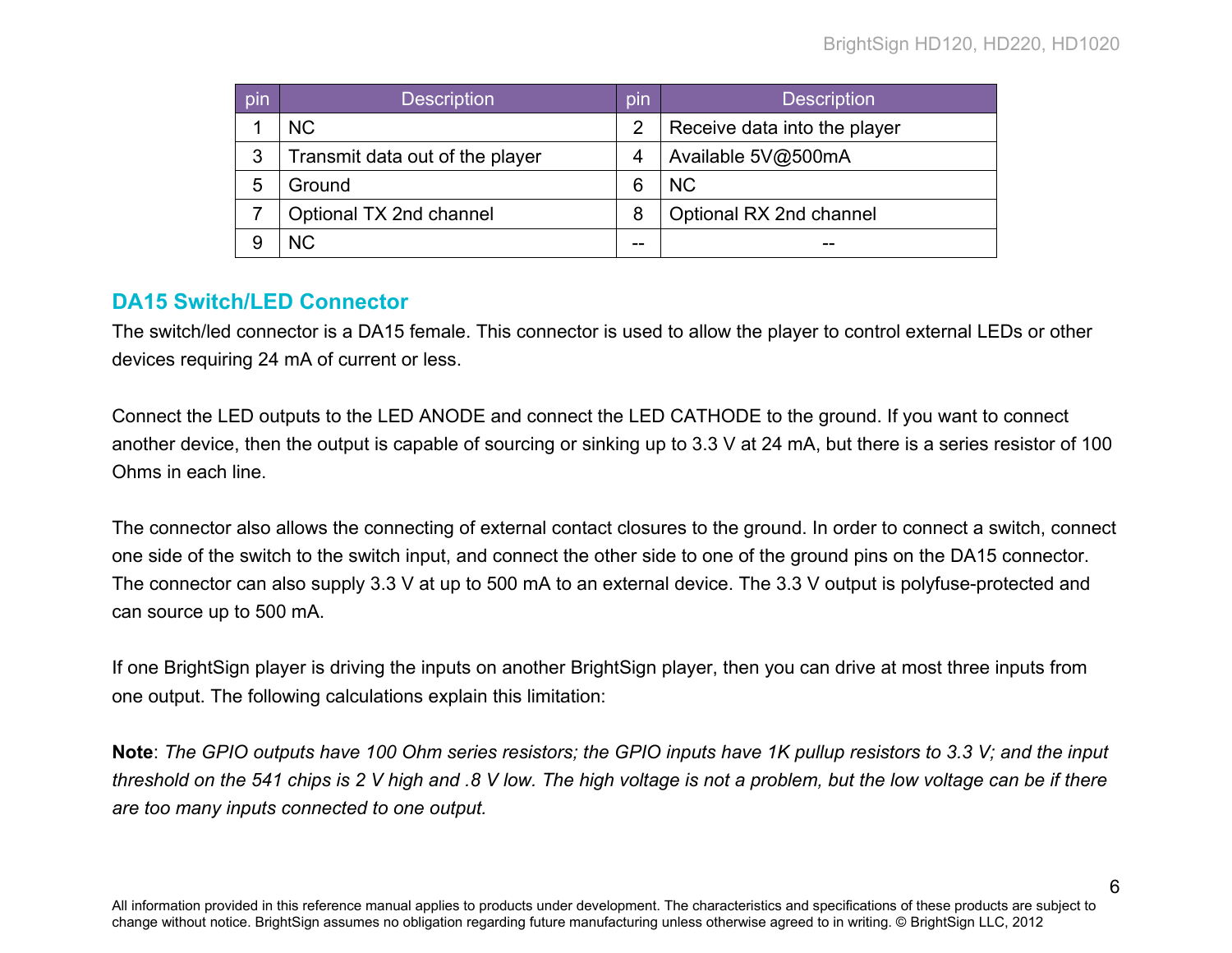| pin | Description | pin | Description |
|---|---|---|---|
| 1 | NC | 2 | Receive data into the player |
| 3 | Transmit data out of the player | 4 | Available 5V@500mA |
| 5 | Ground | 6 | NC |
| 7 | Optional TX 2nd channel | 8 | Optional RX 2nd channel |
| 9 | NC | -- | -- |

## DA15 Switch/LED Connector

The switch/led connector is a DA15 female. This connector is used to allow the player to control external LEDs or other devices requiring 24 mA of current or less.

Connect the LED outputs to the LED ANODE and connect the LED CATHODE to the ground. If you want to connect another device, then the output is capable of sourcing or sinking up to 3.3 V at 24 mA, but there is a series resistor of 100 Ohms in each line.

The connector also allows the connecting of external contact closures to the ground. In order to connect a switch, connect one side of the switch to the switch input, and connect the other side to one of the ground pins on the DA15 connector. The connector can also supply 3.3 V at up to 500 mA to an external device. The 3.3 V output is polyfuse-protected and can source up to 500 mA.

If one BrightSign player is driving the inputs on another BrightSign player, then you can drive at most three inputs from one output. The following calculations explain this limitation:

**Note**: *The GPIO outputs have 100 Ohm series resistors; the GPIO inputs have 1K pullup resistors to 3.3 V; and the input threshold on the 541 chips is 2 V high and .8 V low. The high voltage is not a problem, but the low voltage can be if there are too many inputs connected to one output.*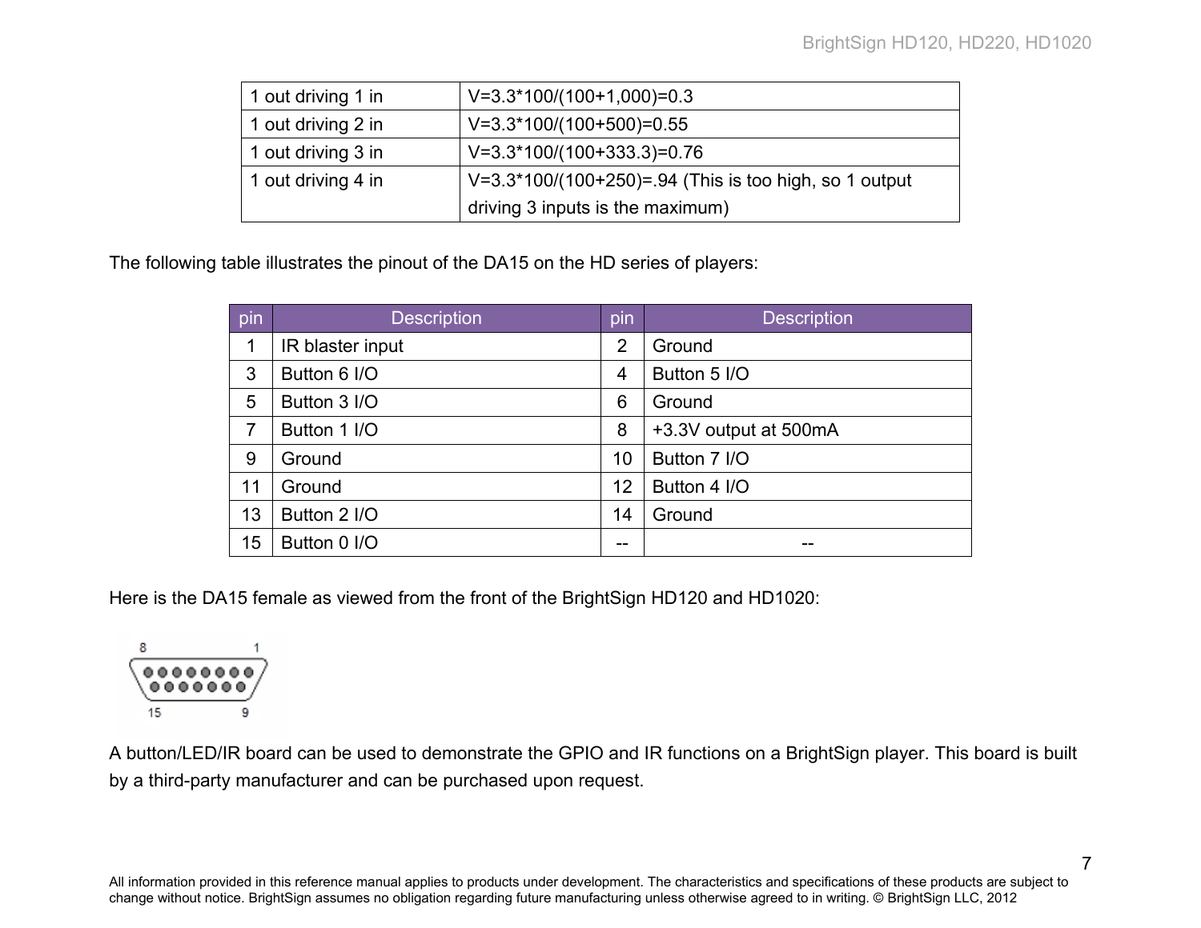| | |
|---|---|
| 1 out driving 1 in | V=3.3*100/(100+1,000)=0.3 |
| 1 out driving 2 in | V=3.3*100/(100+500)=0.55 |
| 1 out driving 3 in | V=3.3*100/(100+333.3)=0.76 |
| 1 out driving 4 in | V=3.3*100/(100+250)=.94 (This is too high, so 1 output driving 3 inputs is the maximum) |

The following table illustrates the pinout of the DA15 on the HD series of players:

| pin | Description | pin | Description |
|---|---|---|---|
| 1 | IR blaster input | 2 | Ground |
| 3 | Button 6 I/O | 4 | Button 5 I/O |
| 5 | Button 3 I/O | 6 | Ground |
| 7 | Button 1 I/O | 8 | +3.3V output at 500mA |
| 9 | Ground | 10 | Button 7 I/O |
| 11 | Ground | 12 | Button 4 I/O |
| 13 | Button 2 I/O | 14 | Ground |
| 15 | Button 0 I/O | -- | -- |

Here is the DA15 female as viewed from the front of the BrightSign HD120 and HD1020:

A button/LED/IR board can be used to demonstrate the GPIO and IR functions on a BrightSign player. This board is built by a third-party manufacturer and can be purchased upon request.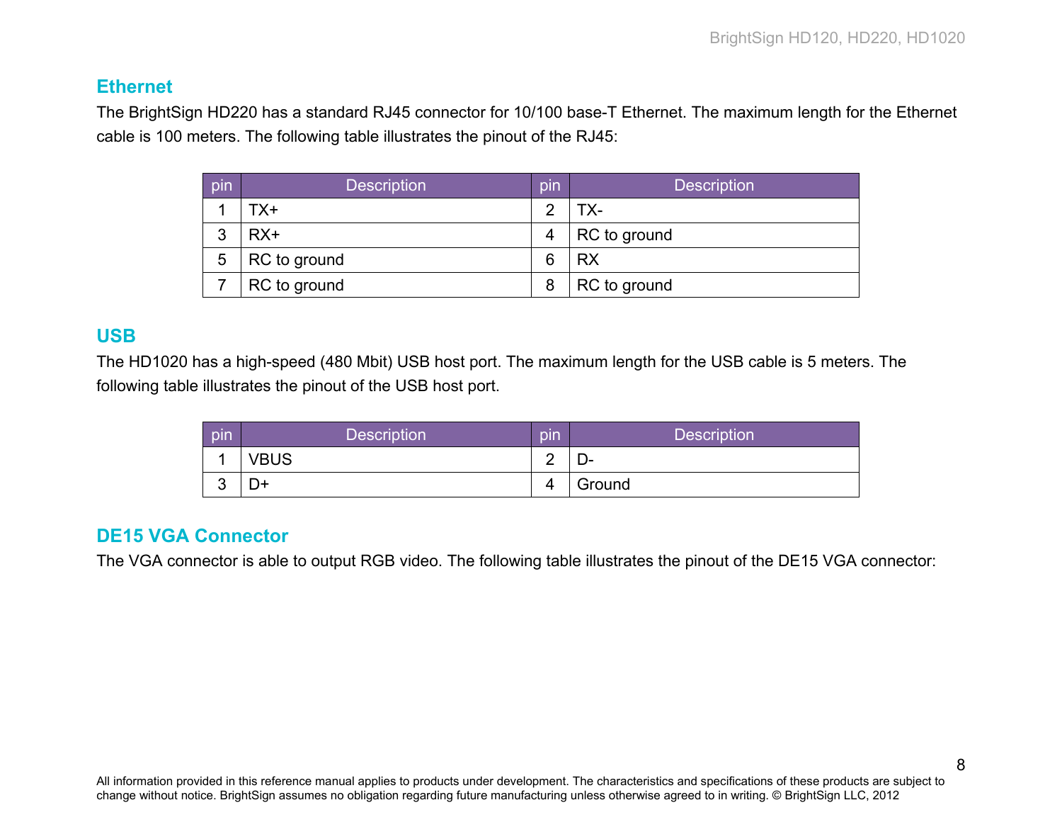## Ethernet

The BrightSign HD220 has a standard RJ45 connector for 10/100 base-T Ethernet. The maximum length for the Ethernet cable is 100 meters. The following table illustrates the pinout of the RJ45:

| pin | Description | pin | Description |
|---|---|---|---|
| 1 | TX+ | 2 | TX- |
| 3 | RX+ | 4 | RC to ground |
| 5 | RC to ground | 6 | RX |
| 7 | RC to ground | 8 | RC to ground |

## USB

The HD1020 has a high-speed (480 Mbit) USB host port. The maximum length for the USB cable is 5 meters. The following table illustrates the pinout of the USB host port.

| pin | Description | pin | Description |
|---|---|---|---|
| 1 | VBUS | 2 | D- |
| 3 | D+ | 4 | Ground |

## DE15 VGA Connector

The VGA connector is able to output RGB video. The following table illustrates the pinout of the DE15 VGA connector:

All information provided in this reference manual applies to products under development. The characteristics and specifications of these products are subject to change without notice. BrightSign assumes no obligation regarding future manufacturing unless otherwise agreed to in writing. © BrightSign LLC, 2012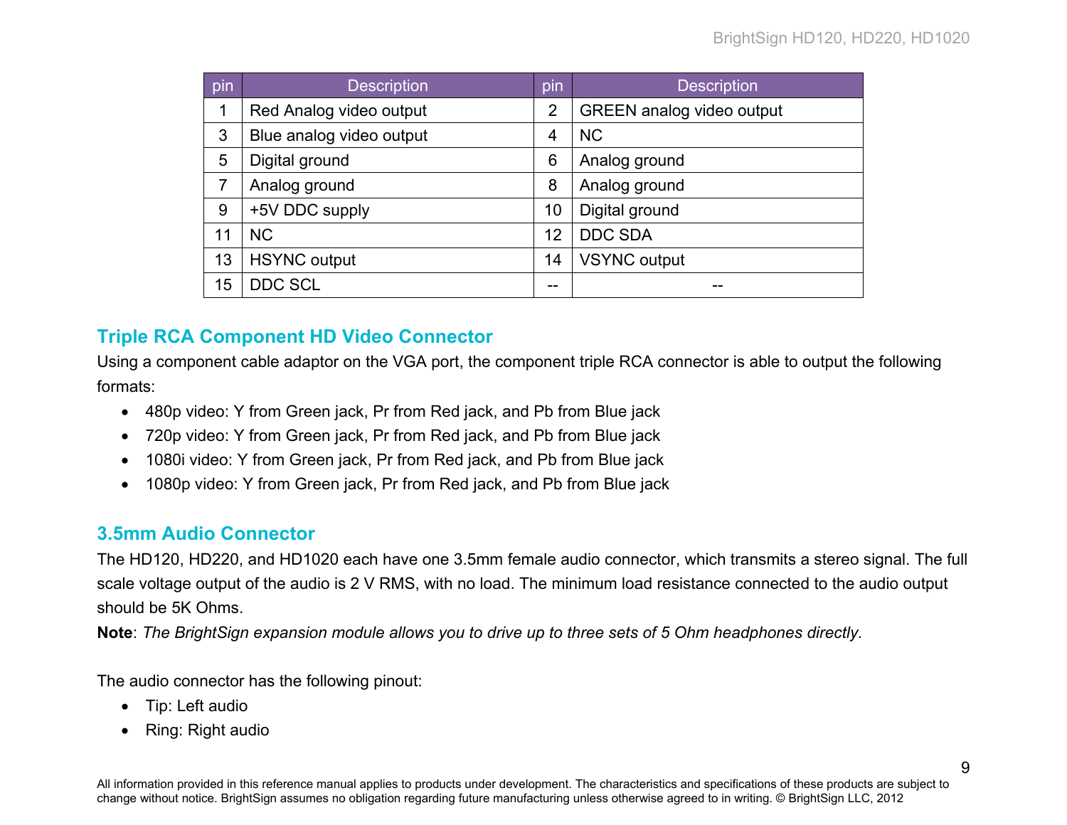| pin | Description | pin | Description |
|---|---|---|---|
| 1 | Red Analog video output | 2 | GREEN analog video output |
| 3 | Blue analog video output | 4 | NC |
| 5 | Digital ground | 6 | Analog ground |
| 7 | Analog ground | 8 | Analog ground |
| 9 | +5V DDC supply | 10 | Digital ground |
| 11 | NC | 12 | DDC SDA |
| 13 | HSYNC output | 14 | VSYNC output |
| 15 | DDC SCL | -- | -- |

## Triple RCA Component HD Video Connector

Using a component cable adaptor on the VGA port, the component triple RCA connector is able to output the following formats:

- 480p video: Y from Green jack, Pr from Red jack, and Pb from Blue jack
- 720p video: Y from Green jack, Pr from Red jack, and Pb from Blue jack
- 1080i video: Y from Green jack, Pr from Red jack, and Pb from Blue jack
- 1080p video: Y from Green jack, Pr from Red jack, and Pb from Blue jack

## 3.5mm Audio Connector

The HD120, HD220, and HD1020 each have one 3.5mm female audio connector, which transmits a stereo signal. The full scale voltage output of the audio is 2 V RMS, with no load. The minimum load resistance connected to the audio output should be 5K Ohms.

**Note**: *The BrightSign expansion module allows you to drive up to three sets of 5 Ohm headphones directly.*

The audio connector has the following pinout:

- Tip: Left audio
- Ring: Right audio

All information provided in this reference manual applies to products under development. The characteristics and specifications of these products are subject to change without notice. BrightSign assumes no obligation regarding future manufacturing unless otherwise agreed to in writing. © BrightSign LLC, 2012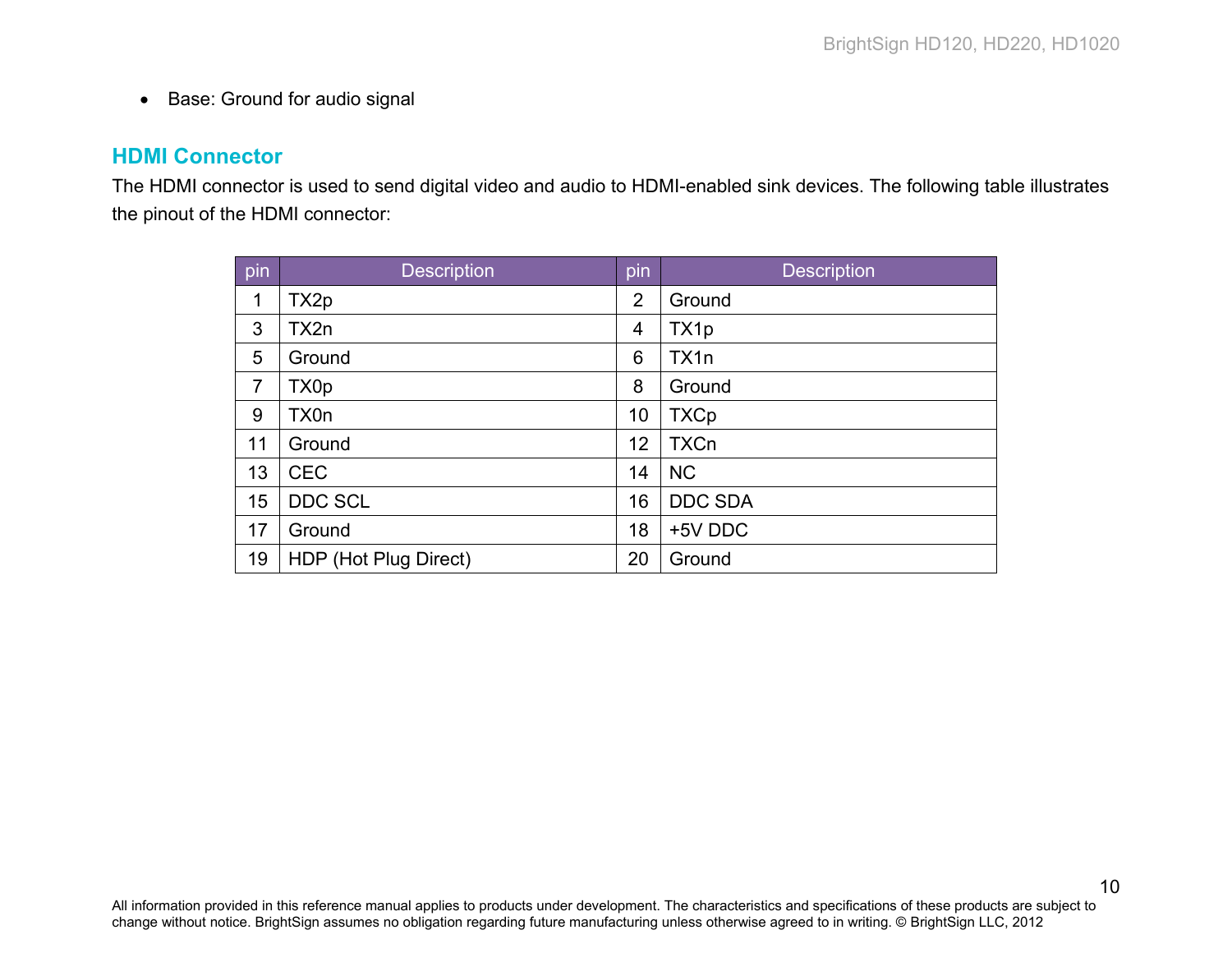- Base: Ground for audio signal

## HDMI Connector

The HDMI connector is used to send digital video and audio to HDMI-enabled sink devices. The following table illustrates the pinout of the HDMI connector:

| pin | Description | pin | Description |
|---|---|---|---|
| 1 | TX2p | 2 | Ground |
| 3 | TX2n | 4 | TX1p |
| 5 | Ground | 6 | TX1n |
| 7 | TX0p | 8 | Ground |
| 9 | TX0n | 10 | TXCp |
| 11 | Ground | 12 | TXCn |
| 13 | CEC | 14 | NC |
| 15 | DDC SCL | 16 | DDC SDA |
| 17 | Ground | 18 | +5V DDC |
| 19 | HDP (Hot Plug Direct) | 20 | Ground |

All information provided in this reference manual applies to products under development. The characteristics and specifications of these products are subject to change without notice. BrightSign assumes no obligation regarding future manufacturing unless otherwise agreed to in writing. © BrightSign LLC, 2012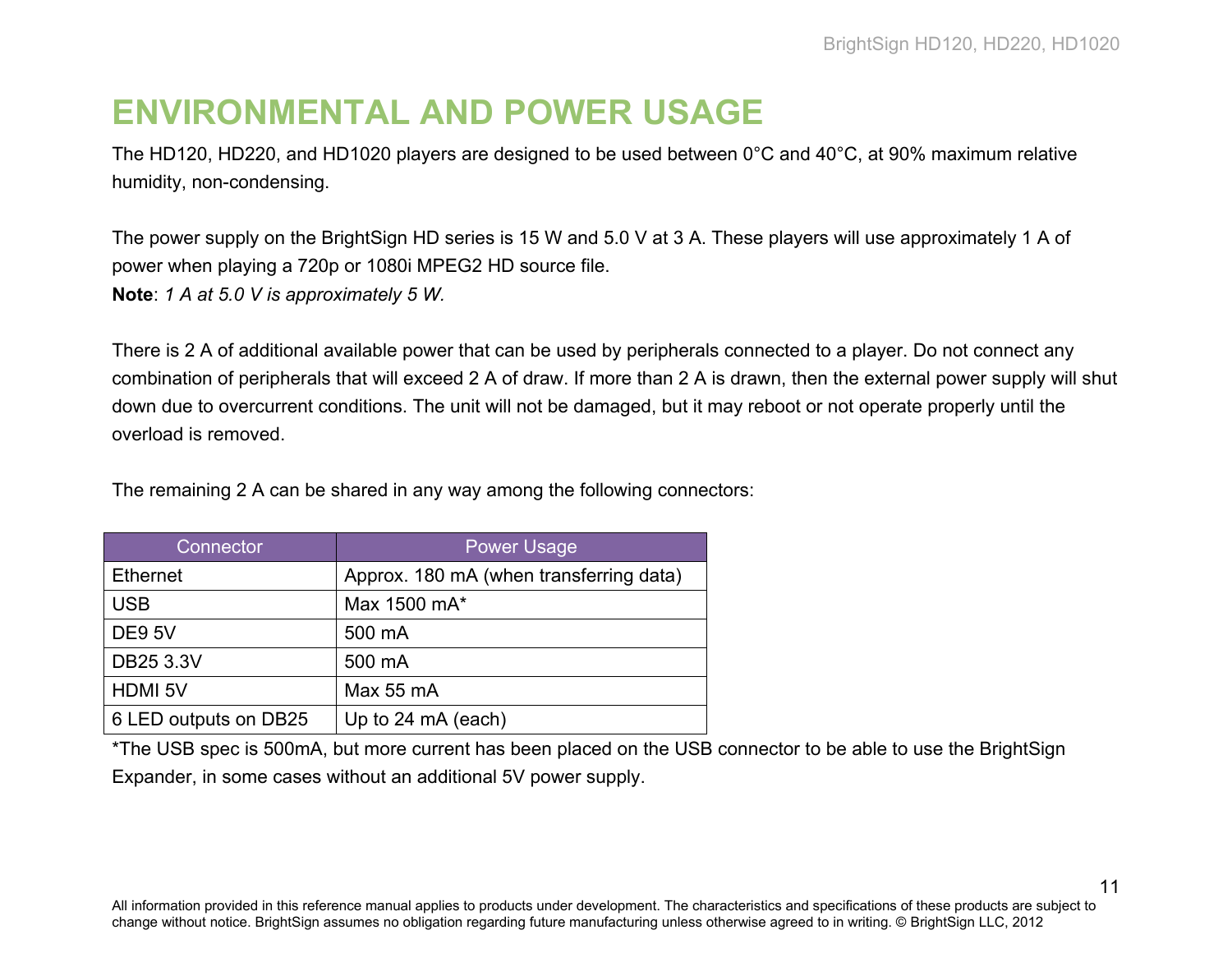# ENVIRONMENTAL AND POWER USAGE

The HD120, HD220, and HD1020 players are designed to be used between 0°C and 40°C, at 90% maximum relative humidity, non-condensing.

The power supply on the BrightSign HD series is 15 W and 5.0 V at 3 A. These players will use approximately 1 A of power when playing a 720p or 1080i MPEG2 HD source file.
**Note**: *1 A at 5.0 V is approximately 5 W.*

There is 2 A of additional available power that can be used by peripherals connected to a player. Do not connect any combination of peripherals that will exceed 2 A of draw. If more than 2 A is drawn, then the external power supply will shut down due to overcurrent conditions. The unit will not be damaged, but it may reboot or not operate properly until the overload is removed.

The remaining 2 A can be shared in any way among the following connectors:

| Connector | Power Usage |
| --- | --- |
| Ethernet | Approx. 180 mA (when transferring data) |
| USB | Max 1500 mA* |
| DE9 5V | 500 mA |
| DB25 3.3V | 500 mA |
| HDMI 5V | Max 55 mA |
| 6 LED outputs on DB25 | Up to 24 mA (each) |

*The USB spec is 500mA, but more current has been placed on the USB connector to be able to use the BrightSign Expander, in some cases without an additional 5V power supply.

All information provided in this reference manual applies to products under development. The characteristics and specifications of these products are subject to change without notice. BrightSign assumes no obligation regarding future manufacturing unless otherwise agreed to in writing. © BrightSign LLC, 2012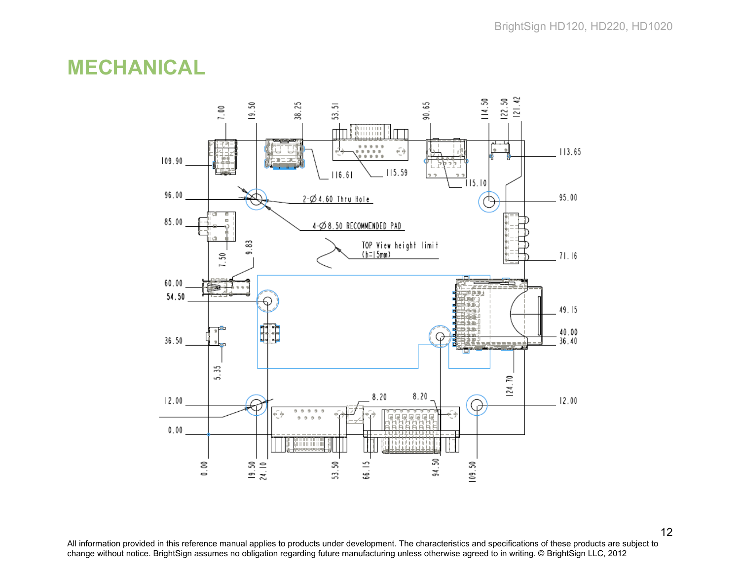# MECHANICAL

2-Ø4.60 Thru Hole

4-Ø8.50 RECOMMENDED PAD

TOP View height limit (h=15mm)

Top dimensions: 7.00, 19.50, 38.25, 53.51, 90.65, 114.50, 122.50, 121.42

Right dimensions: 113.65, 95.00, 71.16, 49.15, 40.00, 36.40, 12.00

Left dimensions: 109.90, 96.00, 85.00, 60.00, 54.50, 36.50, 12.00, 0.00

Bottom dimensions: 0.00, 19.50, 24.10, 53.50, 66.15, 94.50, 109.50

Other dimensions: 116.61, 115.59, 115.10, 7.50, 9.83, 5.35, 8.20, 8.20, 124.70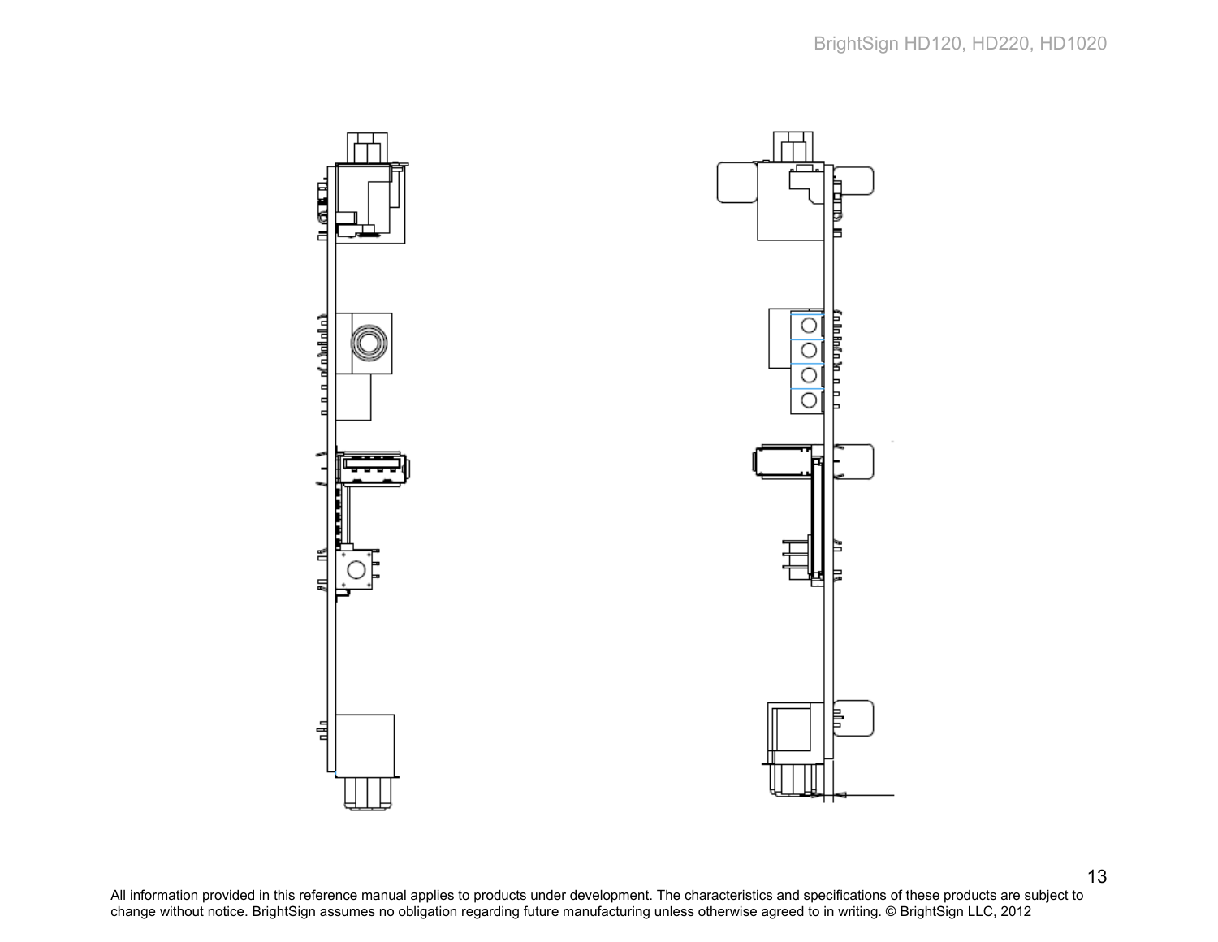All information provided in this reference manual applies to products under development. The characteristics and specifications of these products are subject to change without notice. BrightSign assumes no obligation regarding future manufacturing unless otherwise agreed to in writing. © BrightSign LLC, 2012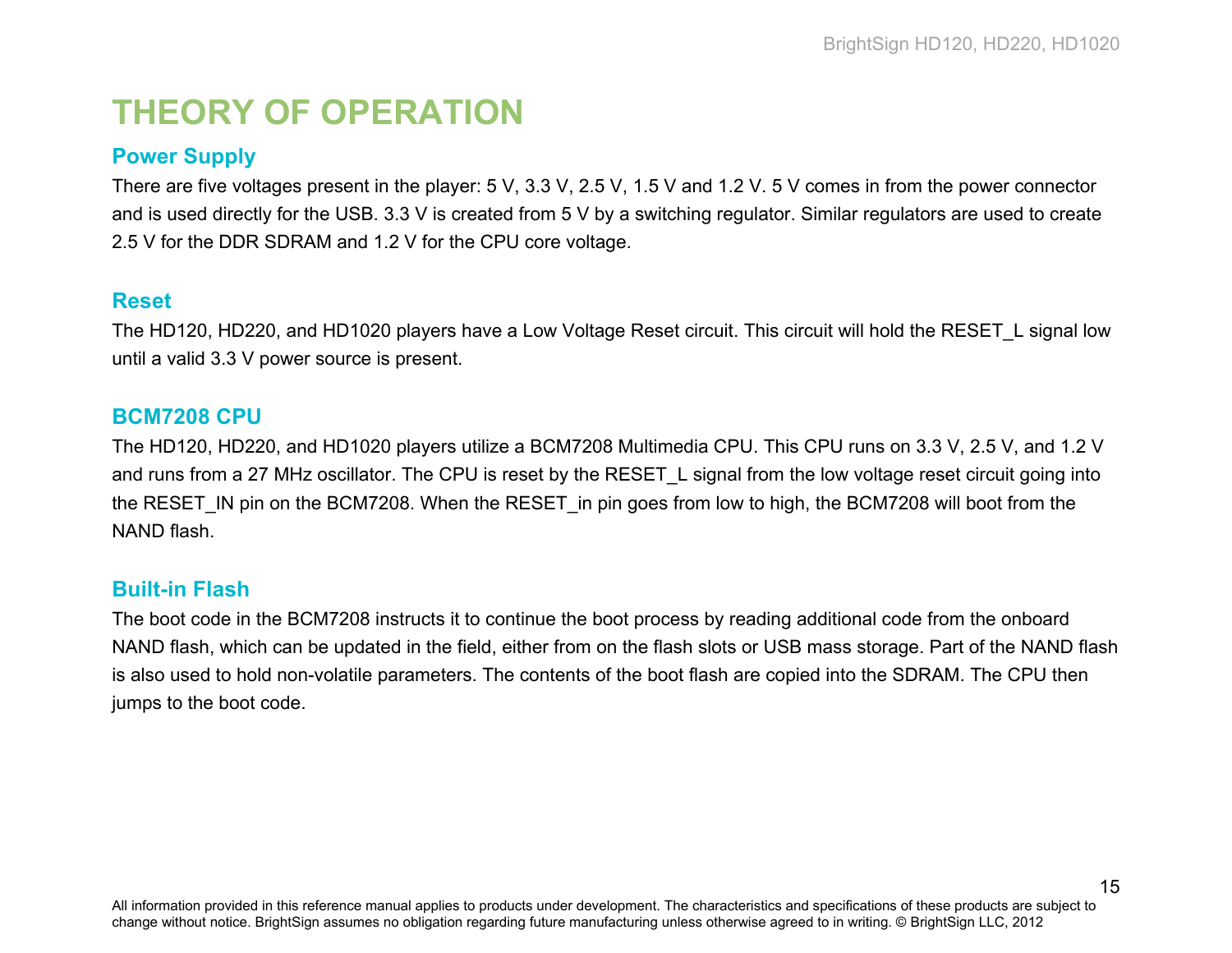# THEORY OF OPERATION

## Power Supply

There are five voltages present in the player: 5 V, 3.3 V, 2.5 V, 1.5 V and 1.2 V. 5 V comes in from the power connector and is used directly for the USB. 3.3 V is created from 5 V by a switching regulator. Similar regulators are used to create 2.5 V for the DDR SDRAM and 1.2 V for the CPU core voltage.

## Reset

The HD120, HD220, and HD1020 players have a Low Voltage Reset circuit. This circuit will hold the RESET_L signal low until a valid 3.3 V power source is present.

## BCM7208 CPU

The HD120, HD220, and HD1020 players utilize a BCM7208 Multimedia CPU. This CPU runs on 3.3 V, 2.5 V, and 1.2 V and runs from a 27 MHz oscillator. The CPU is reset by the RESET_L signal from the low voltage reset circuit going into the RESET_IN pin on the BCM7208. When the RESET_in pin goes from low to high, the BCM7208 will boot from the NAND flash.

## Built-in Flash

The boot code in the BCM7208 instructs it to continue the boot process by reading additional code from the onboard NAND flash, which can be updated in the field, either from on the flash slots or USB mass storage. Part of the NAND flash is also used to hold non-volatile parameters. The contents of the boot flash are copied into the SDRAM. The CPU then jumps to the boot code.

All information provided in this reference manual applies to products under development. The characteristics and specifications of these products are subject to change without notice. BrightSign assumes no obligation regarding future manufacturing unless otherwise agreed to in writing. © BrightSign LLC, 2012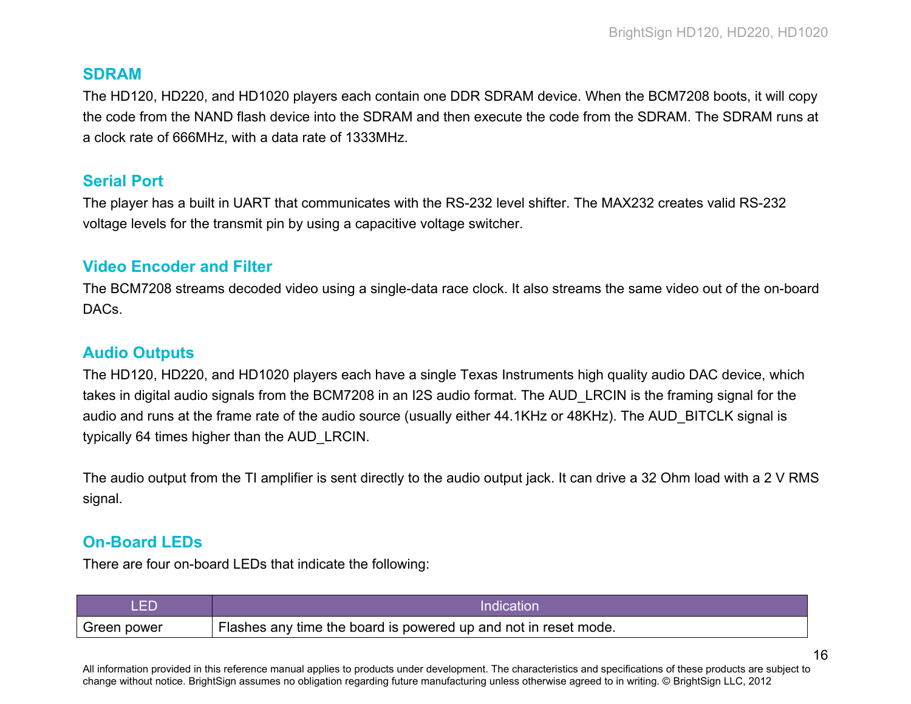## SDRAM

The HD120, HD220, and HD1020 players each contain one DDR SDRAM device. When the BCM7208 boots, it will copy the code from the NAND flash device into the SDRAM and then execute the code from the SDRAM. The SDRAM runs at a clock rate of 666MHz, with a data rate of 1333MHz.

## Serial Port

The player has a built in UART that communicates with the RS-232 level shifter. The MAX232 creates valid RS-232 voltage levels for the transmit pin by using a capacitive voltage switcher.

## Video Encoder and Filter

The BCM7208 streams decoded video using a single-data race clock. It also streams the same video out of the on-board DACs.

## Audio Outputs

The HD120, HD220, and HD1020 players each have a single Texas Instruments high quality audio DAC device, which takes in digital audio signals from the BCM7208 in an I2S audio format. The AUD_LRCIN is the framing signal for the audio and runs at the frame rate of the audio source (usually either 44.1KHz or 48KHz). The AUD_BITCLK signal is typically 64 times higher than the AUD_LRCIN.

The audio output from the TI amplifier is sent directly to the audio output jack. It can drive a 32 Ohm load with a 2 V RMS signal.

## On-Board LEDs

There are four on-board LEDs that indicate the following:

| LED | Indication |
|---|---|
| Green power | Flashes any time the board is powered up and not in reset mode. |

All information provided in this reference manual applies to products under development. The characteristics and specifications of these products are subject to change without notice. BrightSign assumes no obligation regarding future manufacturing unless otherwise agreed to in writing. © BrightSign LLC, 2012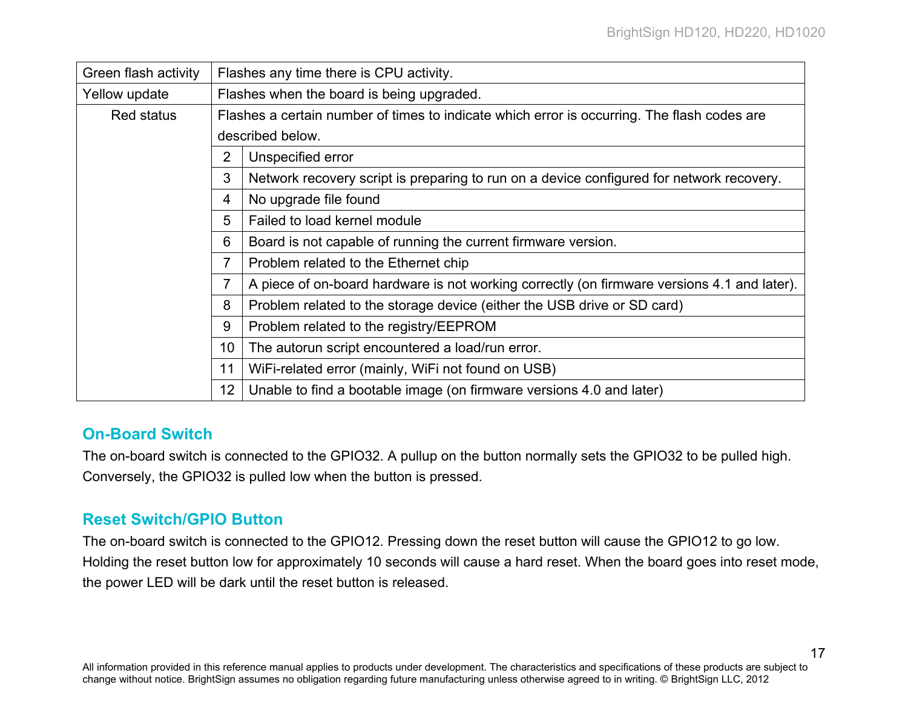| | | |
|---|---|---|
| Green flash activity | Flashes any time there is CPU activity. | |
| Yellow update | Flashes when the board is being upgraded. | |
| Red status | Flashes a certain number of times to indicate which error is occurring. The flash codes are described below. | |
| | 2 | Unspecified error |
| | 3 | Network recovery script is preparing to run on a device configured for network recovery. |
| | 4 | No upgrade file found |
| | 5 | Failed to load kernel module |
| | 6 | Board is not capable of running the current firmware version. |
| | 7 | Problem related to the Ethernet chip |
| | 7 | A piece of on-board hardware is not working correctly (on firmware versions 4.1 and later). |
| | 8 | Problem related to the storage device (either the USB drive or SD card) |
| | 9 | Problem related to the registry/EEPROM |
| | 10 | The autorun script encountered a load/run error. |
| | 11 | WiFi-related error (mainly, WiFi not found on USB) |
| | 12 | Unable to find a bootable image (on firmware versions 4.0 and later) |

## On-Board Switch

The on-board switch is connected to the GPIO32. A pullup on the button normally sets the GPIO32 to be pulled high. Conversely, the GPIO32 is pulled low when the button is pressed.

## Reset Switch/GPIO Button

The on-board switch is connected to the GPIO12. Pressing down the reset button will cause the GPIO12 to go low. Holding the reset button low for approximately 10 seconds will cause a hard reset. When the board goes into reset mode, the power LED will be dark until the reset button is released.

All information provided in this reference manual applies to products under development. The characteristics and specifications of these products are subject to change without notice. BrightSign assumes no obligation regarding future manufacturing unless otherwise agreed to in writing. © BrightSign LLC, 2012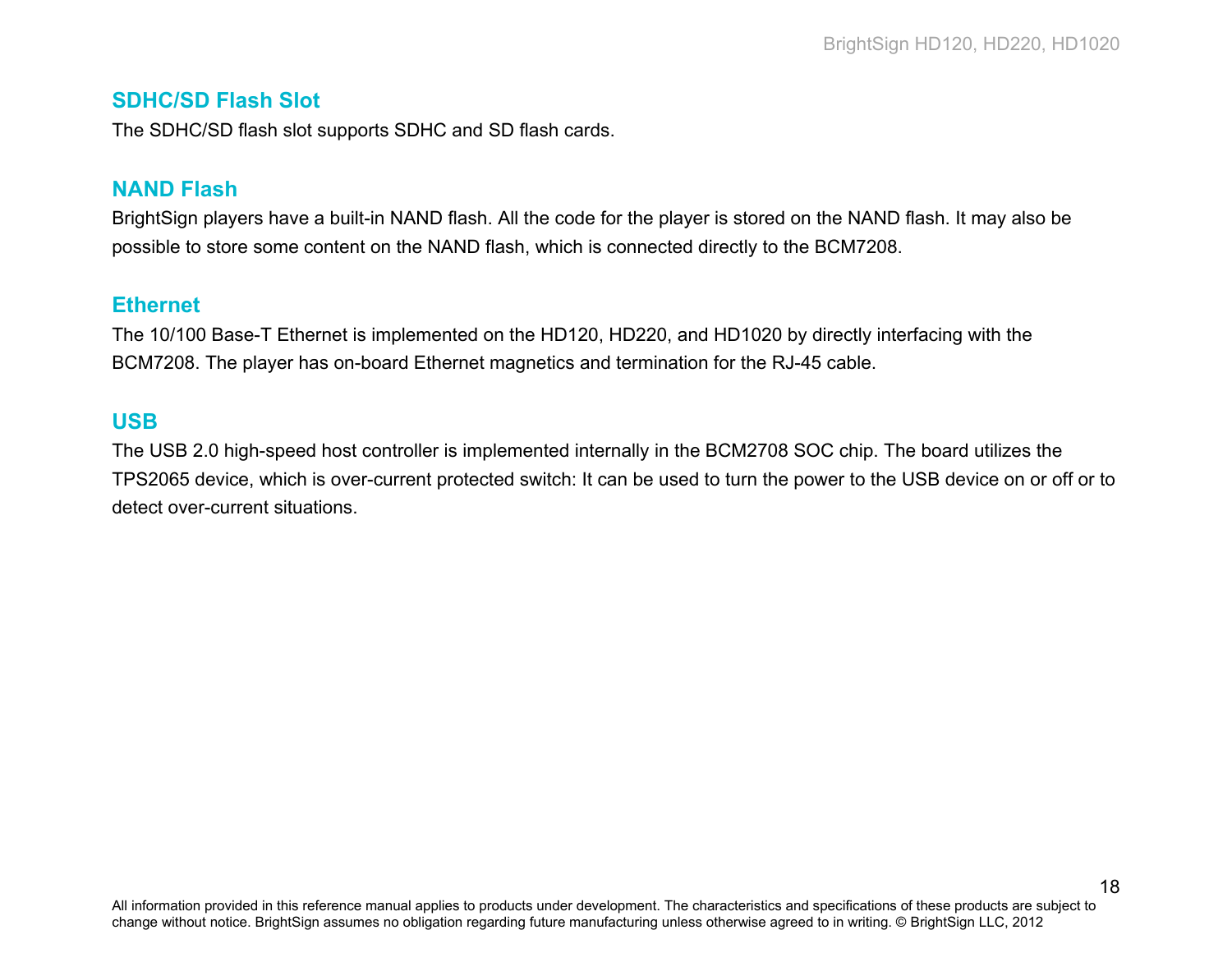## SDHC/SD Flash Slot

The SDHC/SD flash slot supports SDHC and SD flash cards.

## NAND Flash

BrightSign players have a built-in NAND flash. All the code for the player is stored on the NAND flash. It may also be possible to store some content on the NAND flash, which is connected directly to the BCM7208.

## Ethernet

The 10/100 Base-T Ethernet is implemented on the HD120, HD220, and HD1020 by directly interfacing with the BCM7208. The player has on-board Ethernet magnetics and termination for the RJ-45 cable.

## USB

The USB 2.0 high-speed host controller is implemented internally in the BCM2708 SOC chip. The board utilizes the TPS2065 device, which is over-current protected switch: It can be used to turn the power to the USB device on or off or to detect over-current situations.

All information provided in this reference manual applies to products under development. The characteristics and specifications of these products are subject to change without notice. BrightSign assumes no obligation regarding future manufacturing unless otherwise agreed to in writing. © BrightSign LLC, 2012